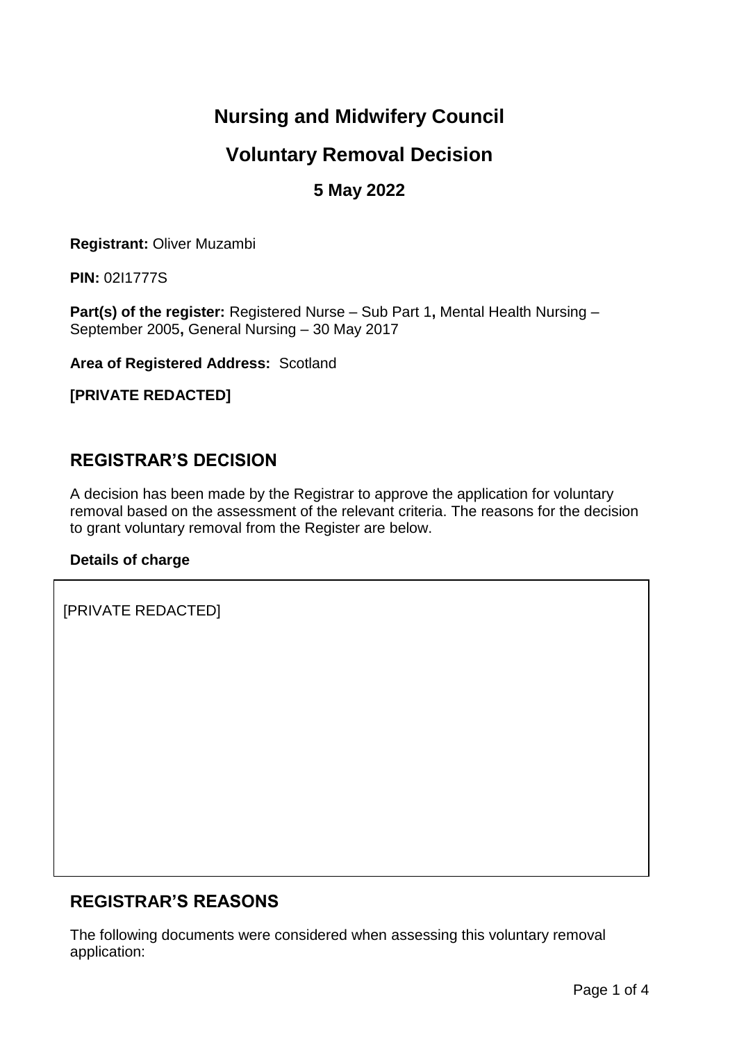# Nursing and Midwifery Council

## Voluntary Removal Decision

### 5 May 2022

**Registrant:** Oliver Muzambi

**PIN:** 02I1777S

**Part(s) of the register:** Registered Nurse – Sub Part 1**,** Mental Health Nursing – September 2005**,** General Nursing – 30 May 2017

**Area of Registered Address:** Scotland

**[PRIVATE REDACTED]**

## REGISTRAR'S DECISION

A decision has been made by the Registrar to approve the application for voluntary removal based on the assessment of the relevant criteria. The reasons for the decision to grant voluntary removal from the Register are below.

**Details of charge**

| [PRIVATE REDACTED] |
|---|

## REGISTRAR'S REASONS

The following documents were considered when assessing this voluntary removal application: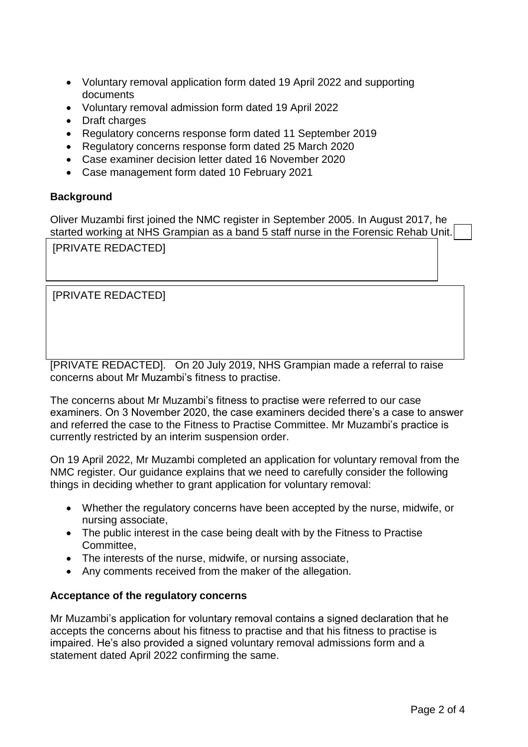- Voluntary removal application form dated 19 April 2022 and supporting documents
- Voluntary removal admission form dated 19 April 2022
- Draft charges
- Regulatory concerns response form dated 11 September 2019
- Regulatory concerns response form dated 25 March 2020
- Case examiner decision letter dated 16 November 2020
- Case management form dated 10 February 2021

**Background**

Oliver Muzambi first joined the NMC register in September 2005. In August 2017, he started working at NHS Grampian as a band 5 staff nurse in the Forensic Rehab Unit.

[PRIVATE REDACTED]

[PRIVATE REDACTED]

[PRIVATE REDACTED]. On 20 July 2019, NHS Grampian made a referral to raise concerns about Mr Muzambi's fitness to practise.

The concerns about Mr Muzambi's fitness to practise were referred to our case examiners. On 3 November 2020, the case examiners decided there's a case to answer and referred the case to the Fitness to Practise Committee. Mr Muzambi's practice is currently restricted by an interim suspension order.

On 19 April 2022, Mr Muzambi completed an application for voluntary removal from the NMC register. Our guidance explains that we need to carefully consider the following things in deciding whether to grant application for voluntary removal:

- Whether the regulatory concerns have been accepted by the nurse, midwife, or nursing associate,
- The public interest in the case being dealt with by the Fitness to Practise Committee,
- The interests of the nurse, midwife, or nursing associate,
- Any comments received from the maker of the allegation.

**Acceptance of the regulatory concerns**

Mr Muzambi's application for voluntary removal contains a signed declaration that he accepts the concerns about his fitness to practise and that his fitness to practise is impaired. He's also provided a signed voluntary removal admissions form and a statement dated April 2022 confirming the same.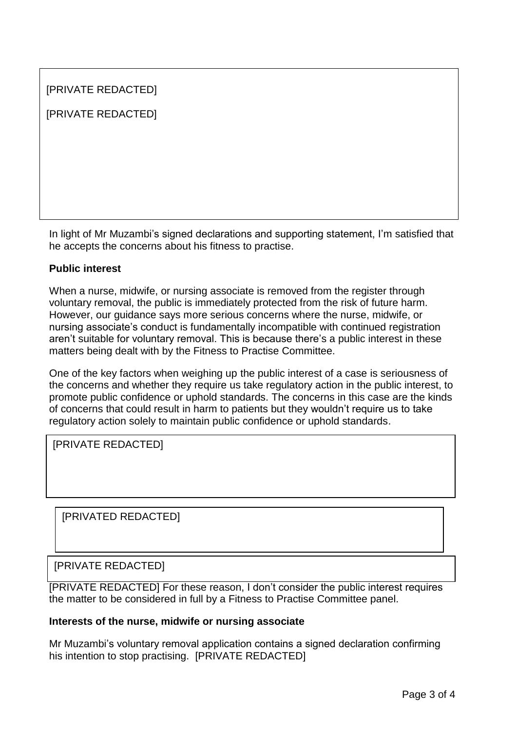[PRIVATE REDACTED]

[PRIVATE REDACTED]

In light of Mr Muzambi's signed declarations and supporting statement, I'm satisfied that he accepts the concerns about his fitness to practise.

**Public interest**

When a nurse, midwife, or nursing associate is removed from the register through voluntary removal, the public is immediately protected from the risk of future harm. However, our guidance says more serious concerns where the nurse, midwife, or nursing associate's conduct is fundamentally incompatible with continued registration aren't suitable for voluntary removal. This is because there's a public interest in these matters being dealt with by the Fitness to Practise Committee.

One of the key factors when weighing up the public interest of a case is seriousness of the concerns and whether they require us take regulatory action in the public interest, to promote public confidence or uphold standards. The concerns in this case are the kinds of concerns that could result in harm to patients but they wouldn't require us to take regulatory action solely to maintain public confidence or uphold standards.

[PRIVATE REDACTED]

[PRIVATED REDACTED]

[PRIVATE REDACTED]

[PRIVATE REDACTED] For these reason, I don't consider the public interest requires the matter to be considered in full by a Fitness to Practise Committee panel.

**Interests of the nurse, midwife or nursing associate**

Mr Muzambi's voluntary removal application contains a signed declaration confirming his intention to stop practising. [PRIVATE REDACTED]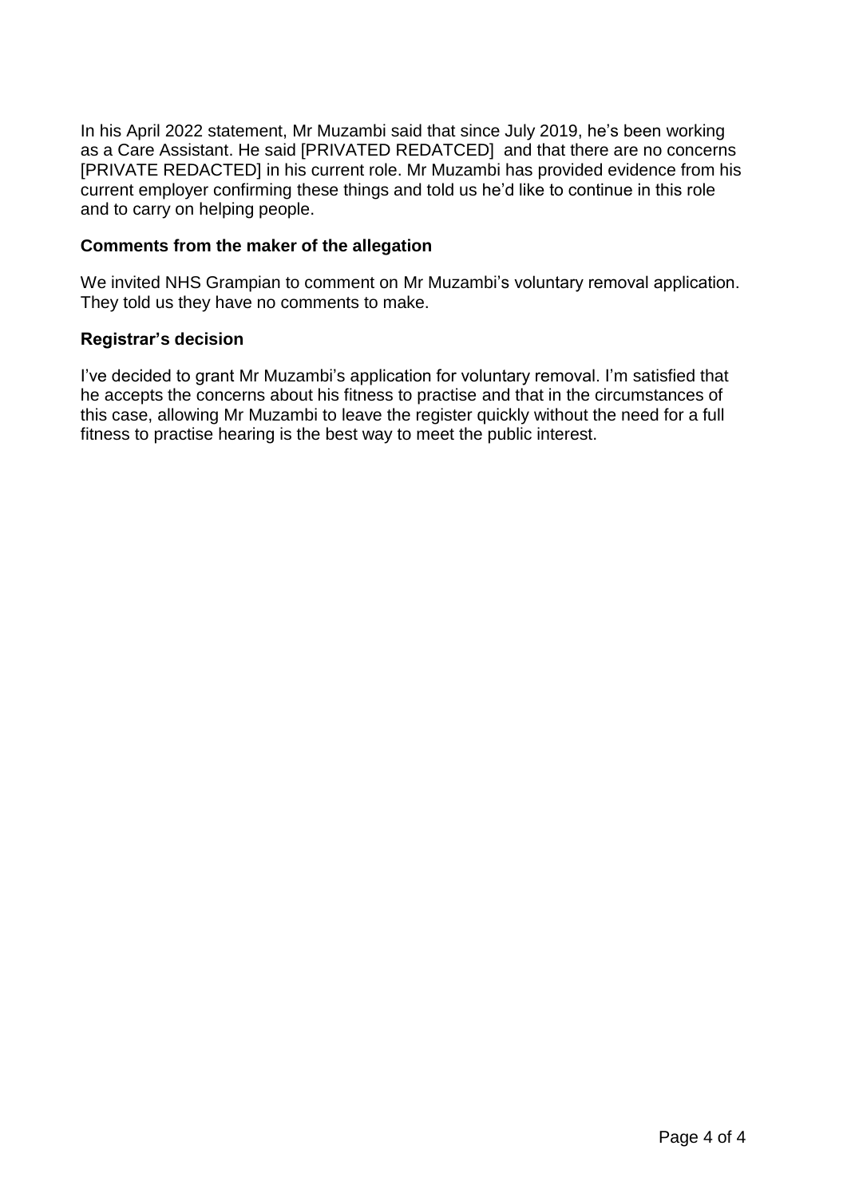In his April 2022 statement, Mr Muzambi said that since July 2019, he's been working as a Care Assistant. He said [PRIVATED REDATCED] and that there are no concerns [PRIVATE REDACTED] in his current role. Mr Muzambi has provided evidence from his current employer confirming these things and told us he'd like to continue in this role and to carry on helping people.

### Comments from the maker of the allegation

We invited NHS Grampian to comment on Mr Muzambi's voluntary removal application. They told us they have no comments to make.

### Registrar's decision

I've decided to grant Mr Muzambi's application for voluntary removal. I'm satisfied that he accepts the concerns about his fitness to practise and that in the circumstances of this case, allowing Mr Muzambi to leave the register quickly without the need for a full fitness to practise hearing is the best way to meet the public interest.